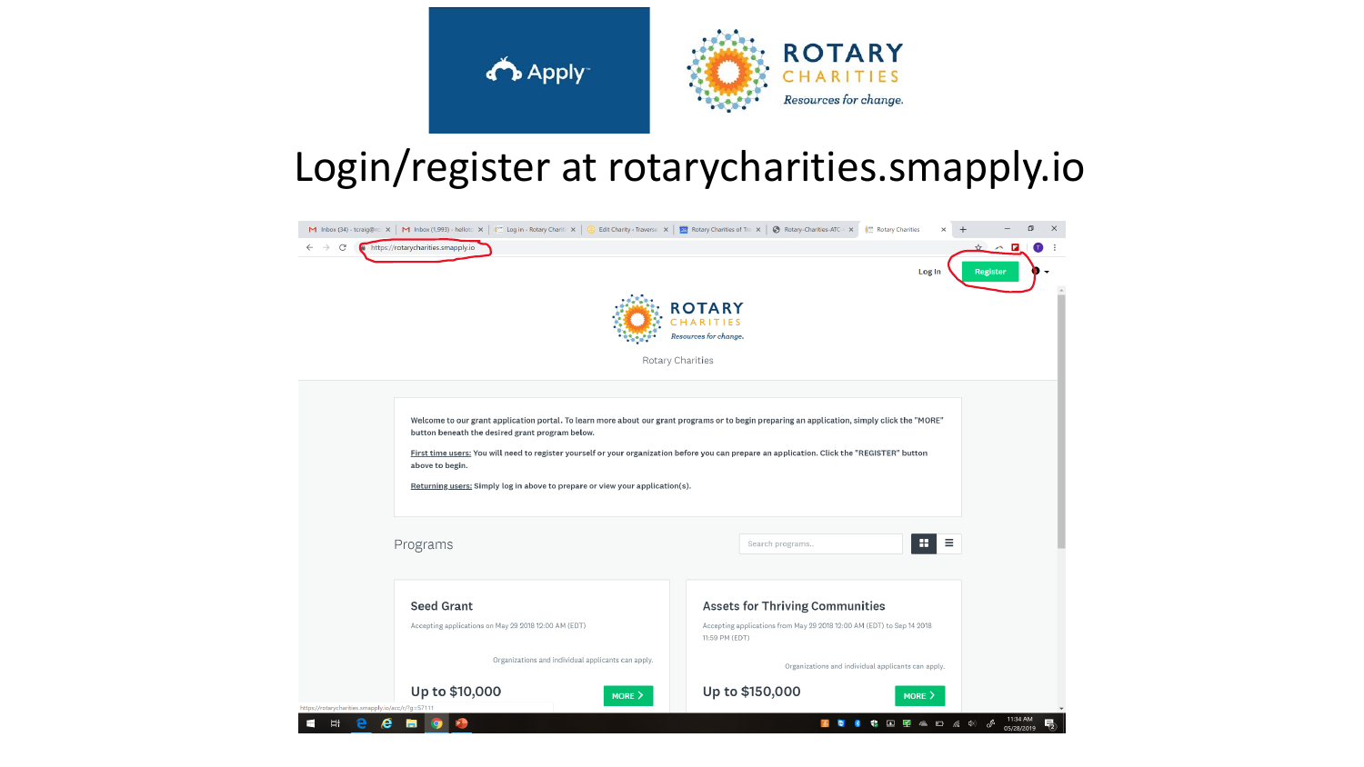Apply

ROTARY CHARITIES
*Resources for change.*

# Login/register at rotarycharities.smapply.io

https://rotarycharities.smapply.io

Log In | Register

ROTARY CHARITIES
*Resources for change.*

Rotary Charities

Welcome to our grant application portal. To learn more about our grant programs or to begin preparing an application, simply click the "MORE" button beneath the desired grant program below.

First time users: You will need to register yourself or your organization before you can prepare an application. Click the "REGISTER" button above to begin.

Returning users: Simply log in above to prepare or view your application(s).

## Programs

Search programs..

### Seed Grant

Accepting applications on May 29 2018 12:00 AM (EDT)

Organizations and individual applicants can apply.

Up to $10,000

MORE

### Assets for Thriving Communities

Accepting applications from May 29 2018 12:00 AM (EDT) to Sep 14 2018 11:59 PM (EDT)

Organizations and individual applicants can apply.

Up to $150,000

MORE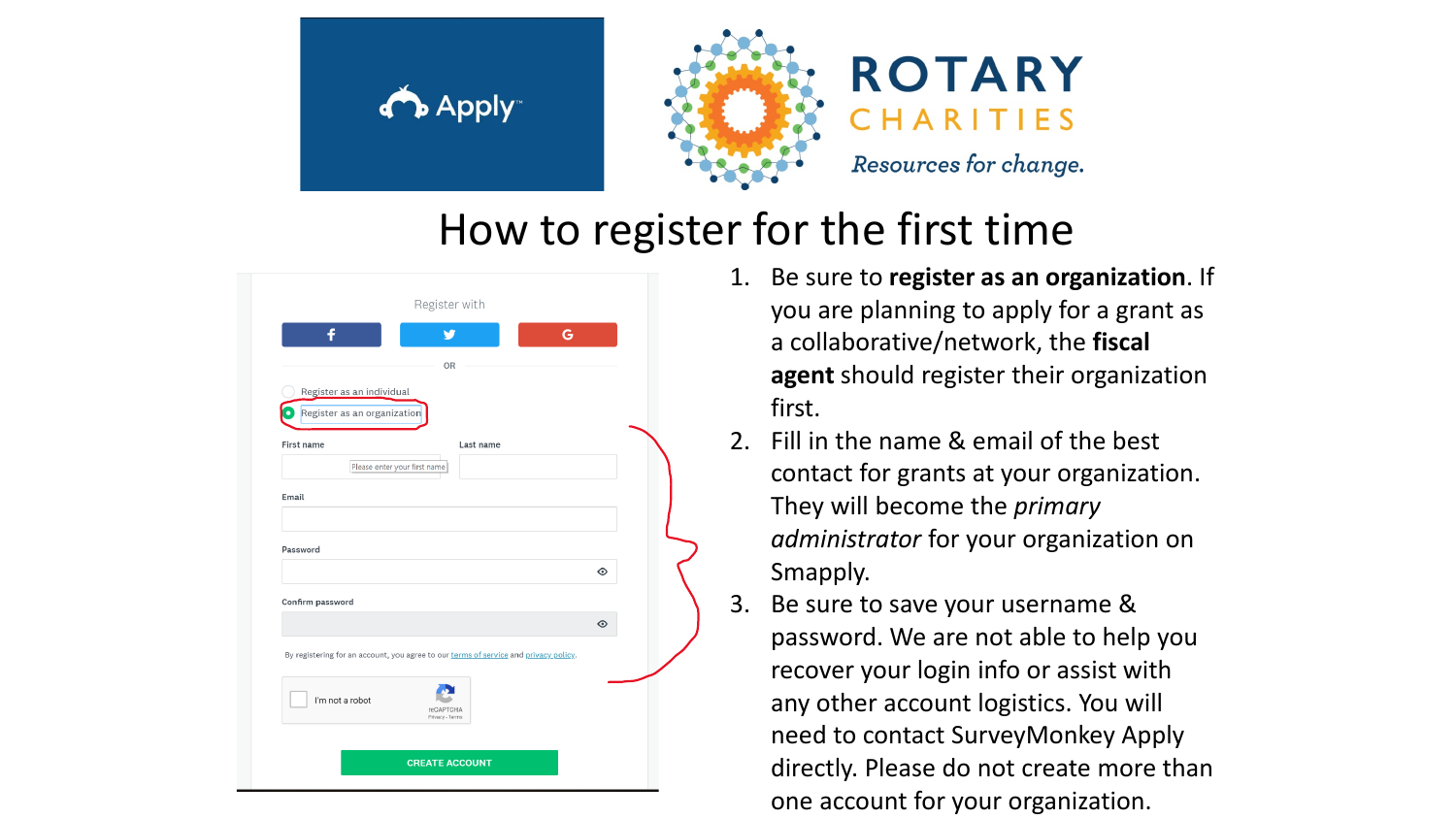# How to register for the first time

1. Be sure to **register as an organization**. If you are planning to apply for a grant as a collaborative/network, the **fiscal agent** should register their organization first.
2. Fill in the name & email of the best contact for grants at your organization. They will become the *primary administrator* for your organization on Smapply.
3. Be sure to save your username & password. We are not able to help you recover your login info or assist with any other account logistics. You will need to contact SurveyMonkey Apply directly. Please do not create more than one account for your organization.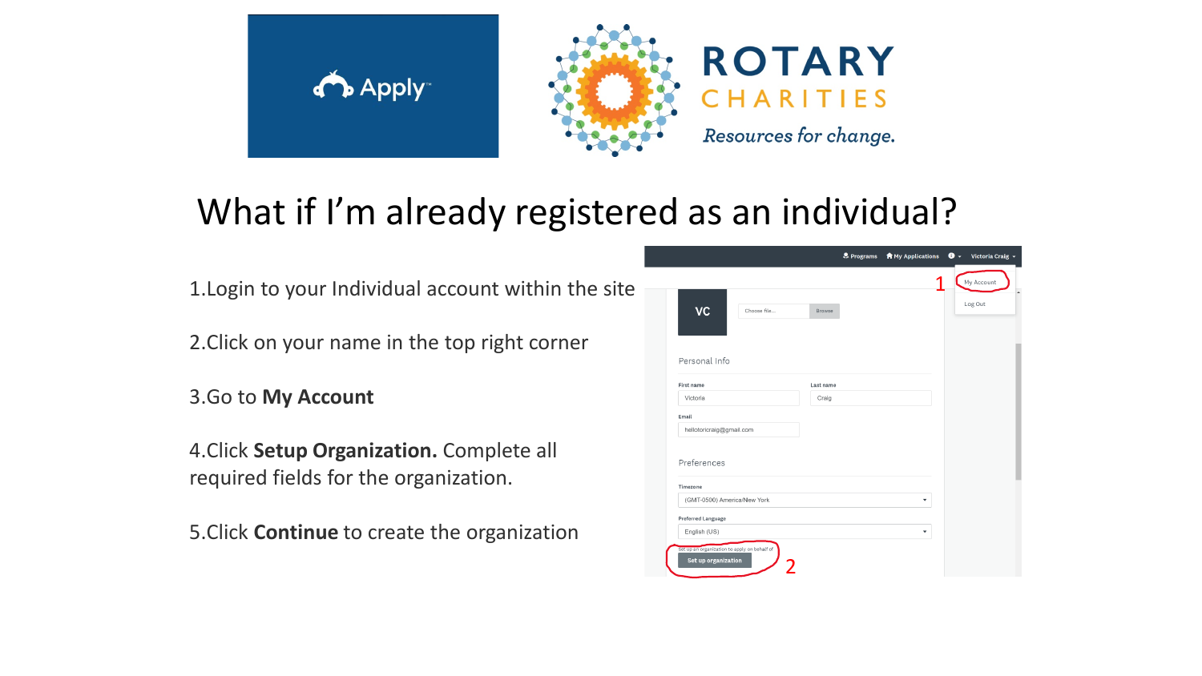# What if I'm already registered as an individual?

1. Login to your Individual account within the site
2. Click on your name in the top right corner
3. Go to **My Account**
4. Click **Setup Organization.** Complete all required fields for the organization.
5. Click **Continue** to create the organization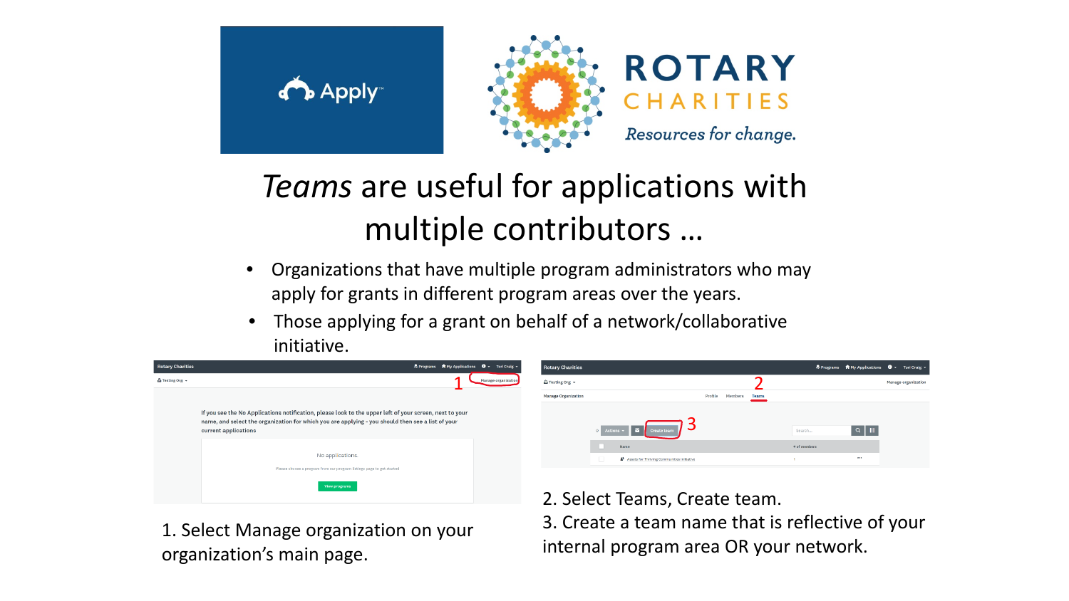# *Teams* are useful for applications with multiple contributors …

- Organizations that have multiple program administrators who may apply for grants in different program areas over the years.
- Those applying for a grant on behalf of a network/collaborative initiative.

1. Select Manage organization on your organization's main page.

2. Select Teams, Create team.
3. Create a team name that is reflective of your internal program area OR your network.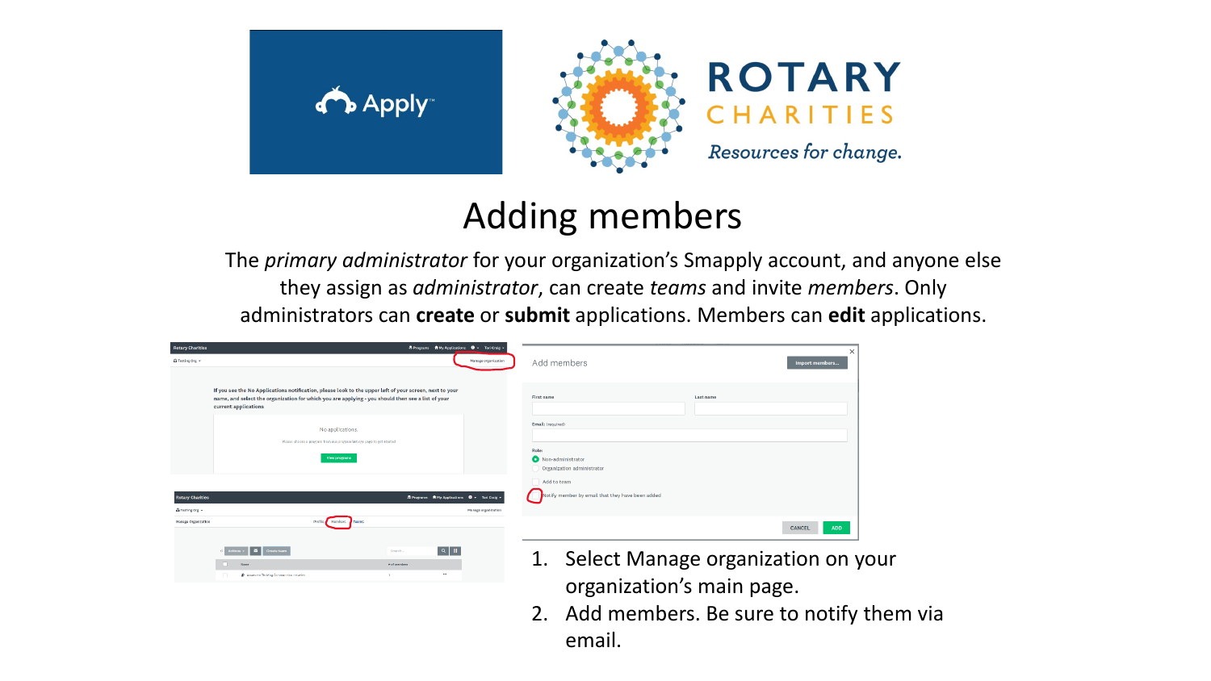# Adding members

The *primary administrator* for your organization's Smapply account, and anyone else they assign as *administrator*, can create *teams* and invite *members*. Only administrators can **create** or **submit** applications. Members can **edit** applications.

1. Select Manage organization on your organization's main page.
2. Add members. Be sure to notify them via email.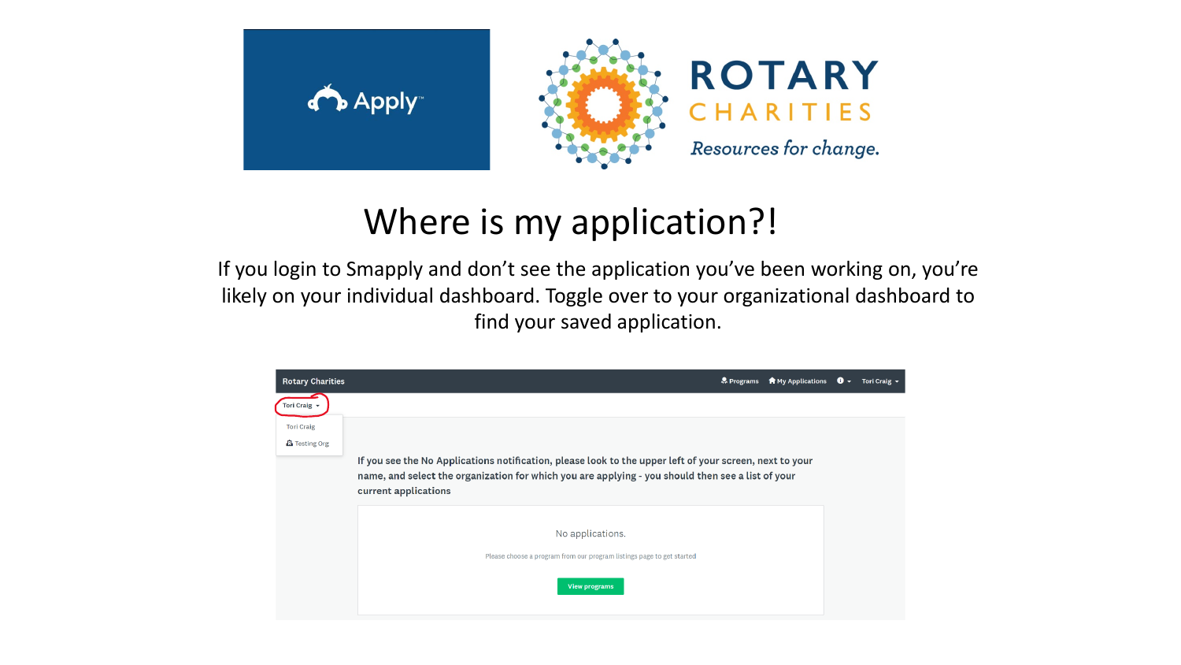Apply™

ROTARY CHARITIES
*Resources for change.*

# Where is my application?!

If you login to Smapply and don't see the application you've been working on, you're likely on your individual dashboard. Toggle over to your organizational dashboard to find your saved application.

Rotary Charities | Programs | My Applications | Tori Craig

Tori Craig
- Tori Craig
- Testing Org

If you see the No Applications notification, please look to the upper left of your screen, next to your name, and select the organization for which you are applying - you should then see a list of your current applications

No applications.

Please choose a program from our program listings page to get started

View programs